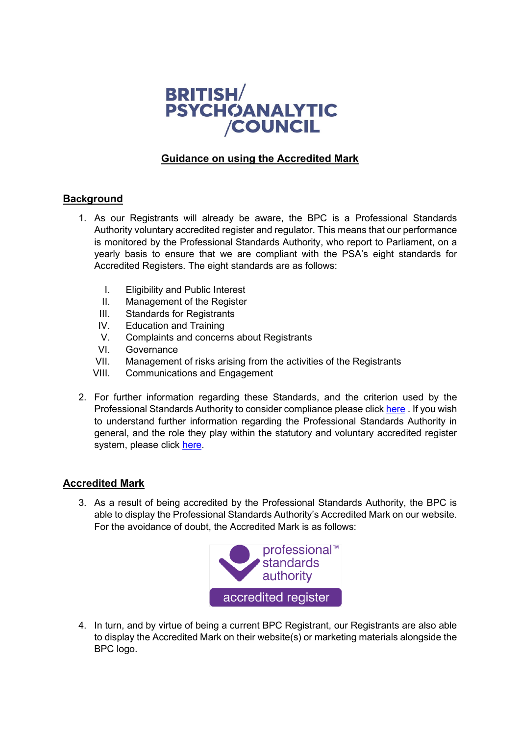BRITISH/
PSYCHOANALYTIC
/COUNCIL

## Guidance on using the Accredited Mark

### Background

1. As our Registrants will already be aware, the BPC is a Professional Standards Authority voluntary accredited register and regulator. This means that our performance is monitored by the Professional Standards Authority, who report to Parliament, on a yearly basis to ensure that we are compliant with the PSA's eight standards for Accredited Registers. The eight standards are as follows:

    I. Eligibility and Public Interest
    II. Management of the Register
    III. Standards for Registrants
    IV. Education and Training
    V. Complaints and concerns about Registrants
    VI. Governance
    VII. Management of risks arising from the activities of the Registrants
    VIII. Communications and Engagement

2. For further information regarding these Standards, and the criterion used by the Professional Standards Authority to consider compliance please click here . If you wish to understand further information regarding the Professional Standards Authority in general, and the role they play within the statutory and voluntary accredited register system, please click here.

### Accredited Mark

3. As a result of being accredited by the Professional Standards Authority, the BPC is able to display the Professional Standards Authority's Accredited Mark on our website. For the avoidance of doubt, the Accredited Mark is as follows:

    professional™ standards authority
    accredited register

4. In turn, and by virtue of being a current BPC Registrant, our Registrants are also able to display the Accredited Mark on their website(s) or marketing materials alongside the BPC logo.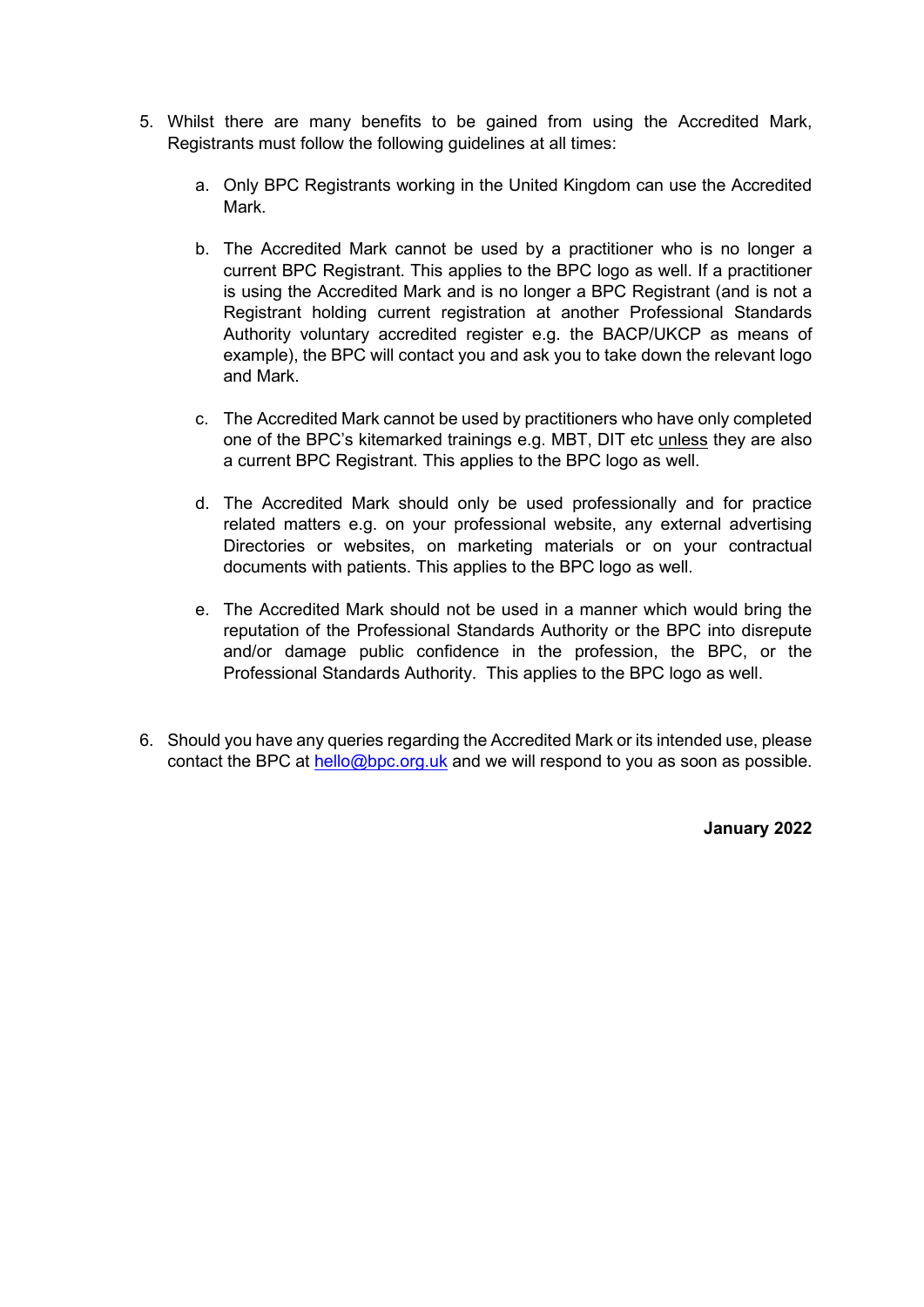5. Whilst there are many benefits to be gained from using the Accredited Mark, Registrants must follow the following guidelines at all times:

    a. Only BPC Registrants working in the United Kingdom can use the Accredited Mark.

    b. The Accredited Mark cannot be used by a practitioner who is no longer a current BPC Registrant. This applies to the BPC logo as well. If a practitioner is using the Accredited Mark and is no longer a BPC Registrant (and is not a Registrant holding current registration at another Professional Standards Authority voluntary accredited register e.g. the BACP/UKCP as means of example), the BPC will contact you and ask you to take down the relevant logo and Mark.

    c. The Accredited Mark cannot be used by practitioners who have only completed one of the BPC's kitemarked trainings e.g. MBT, DIT etc <u>unless</u> they are also a current BPC Registrant. This applies to the BPC logo as well.

    d. The Accredited Mark should only be used professionally and for practice related matters e.g. on your professional website, any external advertising Directories or websites, on marketing materials or on your contractual documents with patients. This applies to the BPC logo as well.

    e. The Accredited Mark should not be used in a manner which would bring the reputation of the Professional Standards Authority or the BPC into disrepute and/or damage public confidence in the profession, the BPC, or the Professional Standards Authority. This applies to the BPC logo as well.

6. Should you have any queries regarding the Accredited Mark or its intended use, please contact the BPC at hello@bpc.org.uk and we will respond to you as soon as possible.

**January 2022**